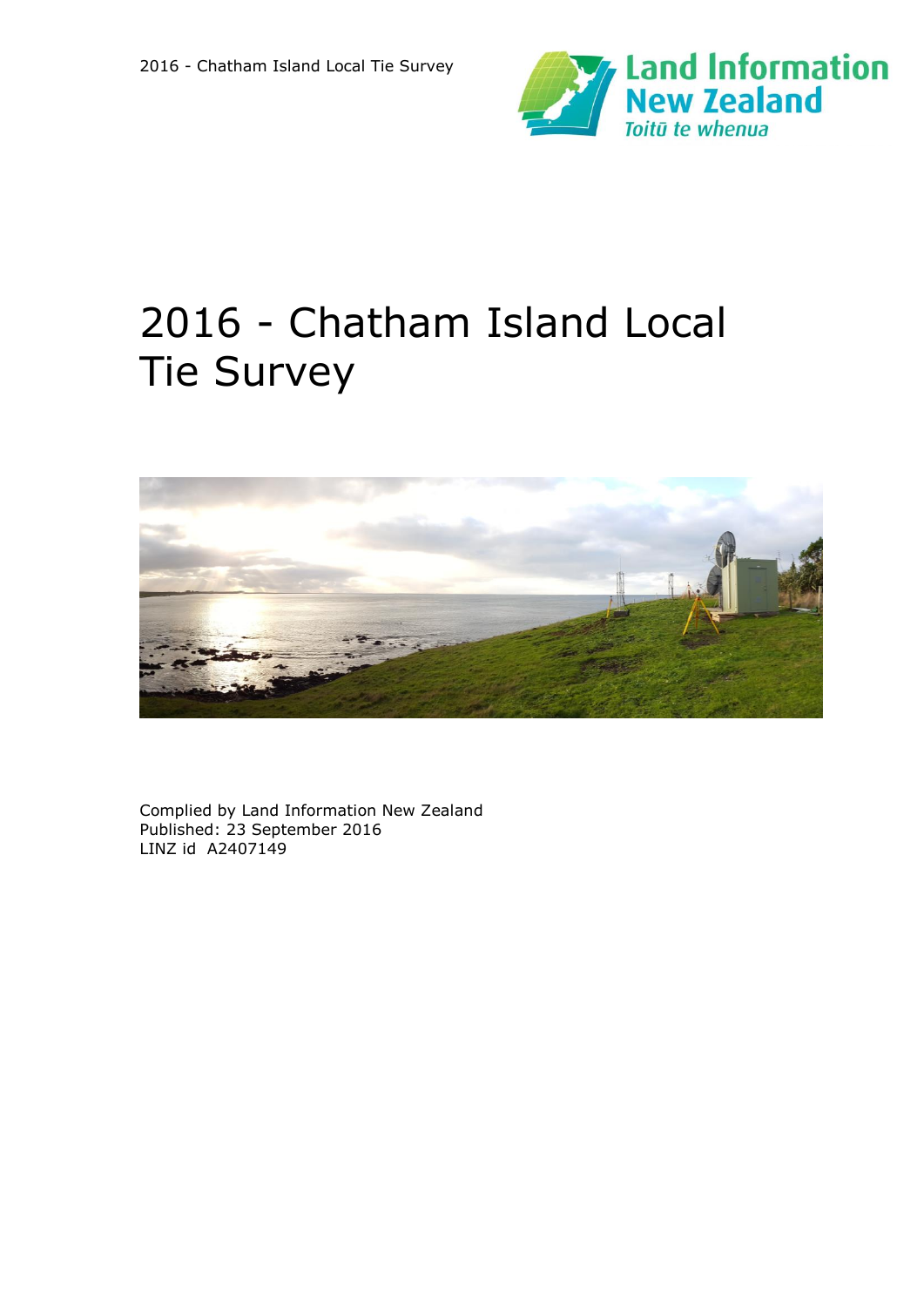# 2016 - Chatham Island Local Tie Survey

Complied by Land Information New Zealand
Published: 23 September 2016
LINZ id A2407149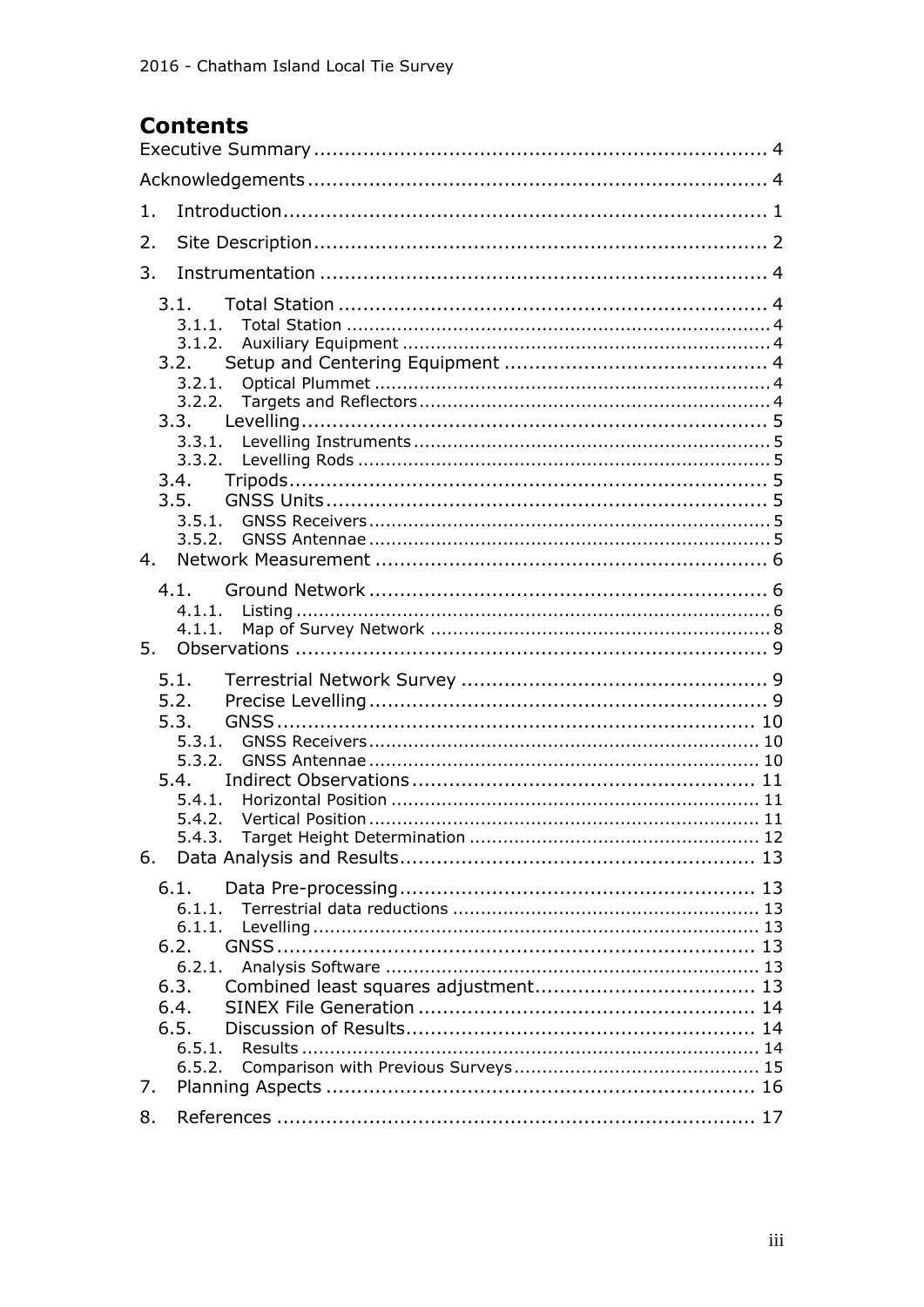# Contents

Executive Summary .......................................................................... 4

Acknowledgements .......................................................................... 4

1. Introduction ............................................................................... 1
2. Site Description .......................................................................... 2
3. Instrumentation ......................................................................... 4
   - 3.1. Total Station ....................................................................... 4
     - 3.1.1. Total Station ................................................................... 4
     - 3.1.2. Auxiliary Equipment ........................................................ 4
   - 3.2. Setup and Centering Equipment ........................................... 4
     - 3.2.1. Optical Plummet .............................................................. 4
     - 3.2.2. Targets and Reflectors ..................................................... 4
   - 3.3. Levelling ............................................................................ 5
     - 3.3.1. Levelling Instruments ....................................................... 5
     - 3.3.2. Levelling Rods ................................................................. 5
   - 3.4. Tripods .............................................................................. 5
   - 3.5. GNSS Units ......................................................................... 5
     - 3.5.1. GNSS Receivers ............................................................... 5
     - 3.5.2. GNSS Antennae ............................................................... 5
4. Network Measurement ................................................................ 6
   - 4.1. Ground Network ................................................................. 6
     - 4.1.1. Listing ............................................................................ 6
     - 4.1.1. Map of Survey Network .................................................... 8
5. Observations ............................................................................. 9
   - 5.1. Terrestrial Network Survey .................................................. 9
   - 5.2. Precise Levelling ................................................................. 9
   - 5.3. GNSS ............................................................................... 10
     - 5.3.1. GNSS Receivers .............................................................. 10
     - 5.3.2. GNSS Antennae .............................................................. 10
   - 5.4. Indirect Observations ......................................................... 11
     - 5.4.1. Horizontal Position .......................................................... 11
     - 5.4.2. Vertical Position ............................................................. 11
     - 5.4.3. Target Height Determination ............................................ 12
6. Data Analysis and Results ........................................................... 13
   - 6.1. Data Pre-processing ........................................................... 13
     - 6.1.1. Terrestrial data reductions ............................................... 13
     - 6.1.1. Levelling ........................................................................ 13
   - 6.2. GNSS ............................................................................... 13
     - 6.2.1. Analysis Software ........................................................... 13
   - 6.3. Combined least squares adjustment .................................... 13
   - 6.4. SINEX File Generation ........................................................ 14
   - 6.5. Discussion of Results .......................................................... 14
     - 6.5.1. Results .......................................................................... 14
     - 6.5.2. Comparison with Previous Surveys .................................... 15
7. Planning Aspects ....................................................................... 16
8. References ............................................................................... 17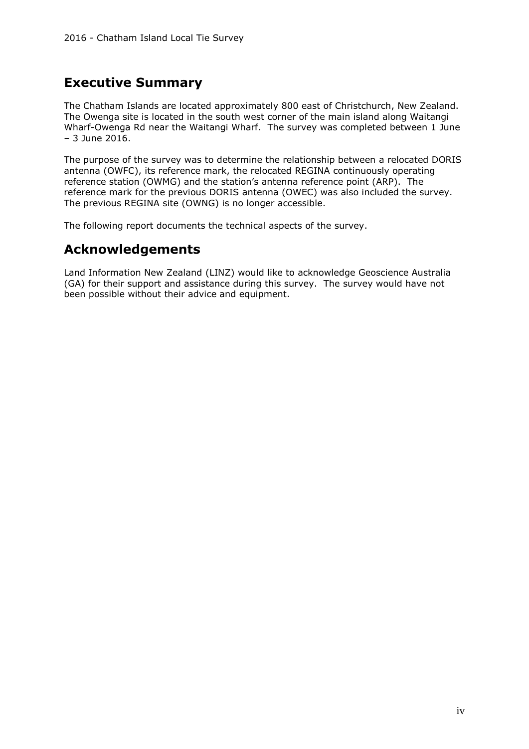## Executive Summary

The Chatham Islands are located approximately 800 east of Christchurch, New Zealand. The Owenga site is located in the south west corner of the main island along Waitangi Wharf-Owenga Rd near the Waitangi Wharf. The survey was completed between 1 June – 3 June 2016.

The purpose of the survey was to determine the relationship between a relocated DORIS antenna (OWFC), its reference mark, the relocated REGINA continuously operating reference station (OWMG) and the station's antenna reference point (ARP). The reference mark for the previous DORIS antenna (OWEC) was also included the survey. The previous REGINA site (OWNG) is no longer accessible.

The following report documents the technical aspects of the survey.

## Acknowledgements

Land Information New Zealand (LINZ) would like to acknowledge Geoscience Australia (GA) for their support and assistance during this survey. The survey would have not been possible without their advice and equipment.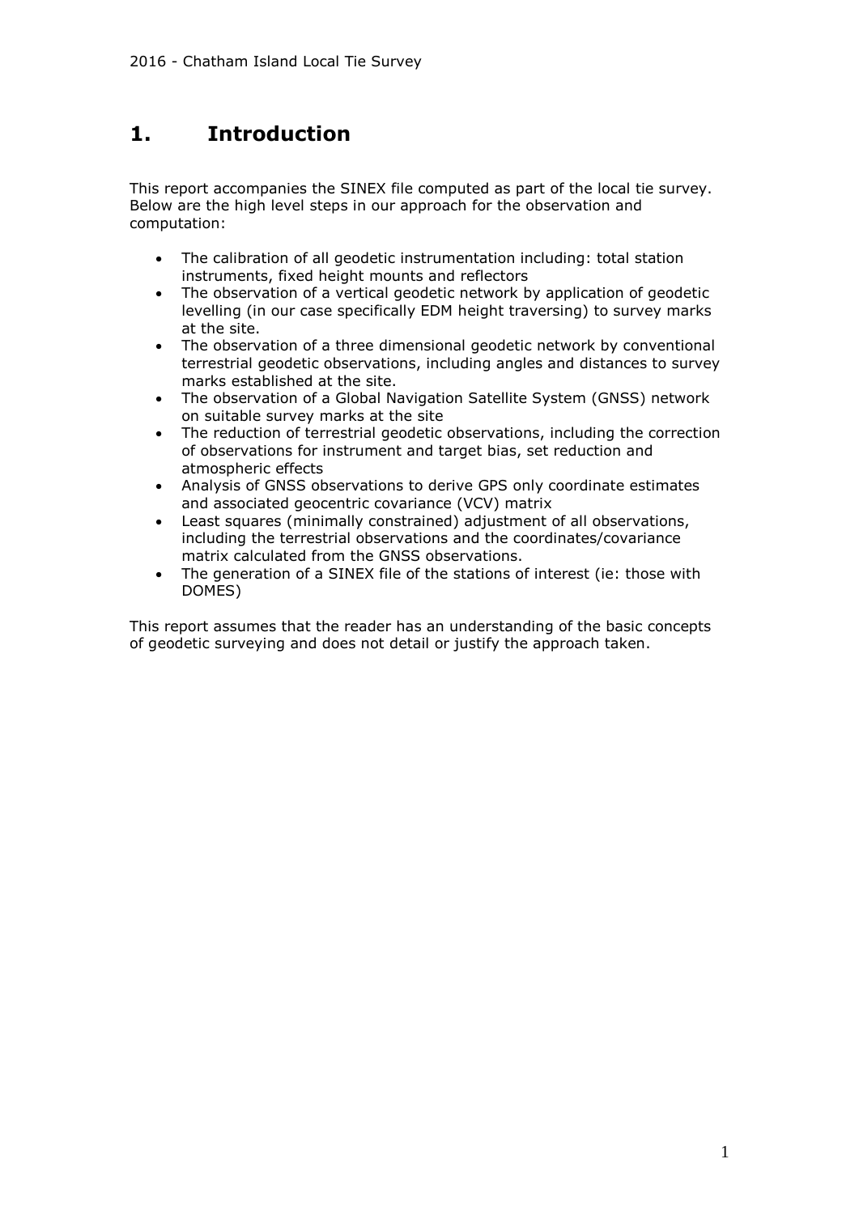# 1. Introduction

This report accompanies the SINEX file computed as part of the local tie survey. Below are the high level steps in our approach for the observation and computation:

- The calibration of all geodetic instrumentation including: total station instruments, fixed height mounts and reflectors
- The observation of a vertical geodetic network by application of geodetic levelling (in our case specifically EDM height traversing) to survey marks at the site.
- The observation of a three dimensional geodetic network by conventional terrestrial geodetic observations, including angles and distances to survey marks established at the site.
- The observation of a Global Navigation Satellite System (GNSS) network on suitable survey marks at the site
- The reduction of terrestrial geodetic observations, including the correction of observations for instrument and target bias, set reduction and atmospheric effects
- Analysis of GNSS observations to derive GPS only coordinate estimates and associated geocentric covariance (VCV) matrix
- Least squares (minimally constrained) adjustment of all observations, including the terrestrial observations and the coordinates/covariance matrix calculated from the GNSS observations.
- The generation of a SINEX file of the stations of interest (ie: those with DOMES)

This report assumes that the reader has an understanding of the basic concepts of geodetic surveying and does not detail or justify the approach taken.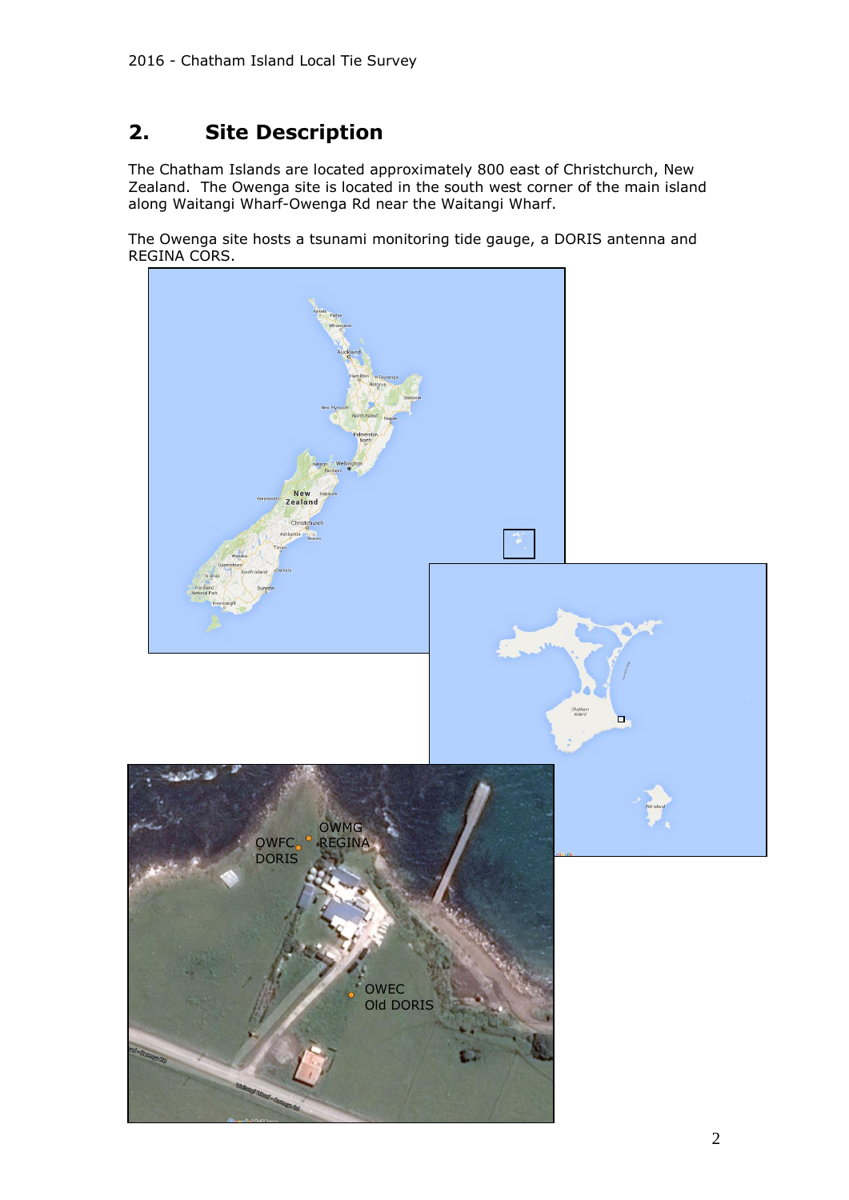## 2. Site Description

The Chatham Islands are located approximately 800 east of Christchurch, New Zealand. The Owenga site is located in the south west corner of the main island along Waitangi Wharf-Owenga Rd near the Waitangi Wharf.

The Owenga site hosts a tsunami monitoring tide gauge, a DORIS antenna and REGINA CORS.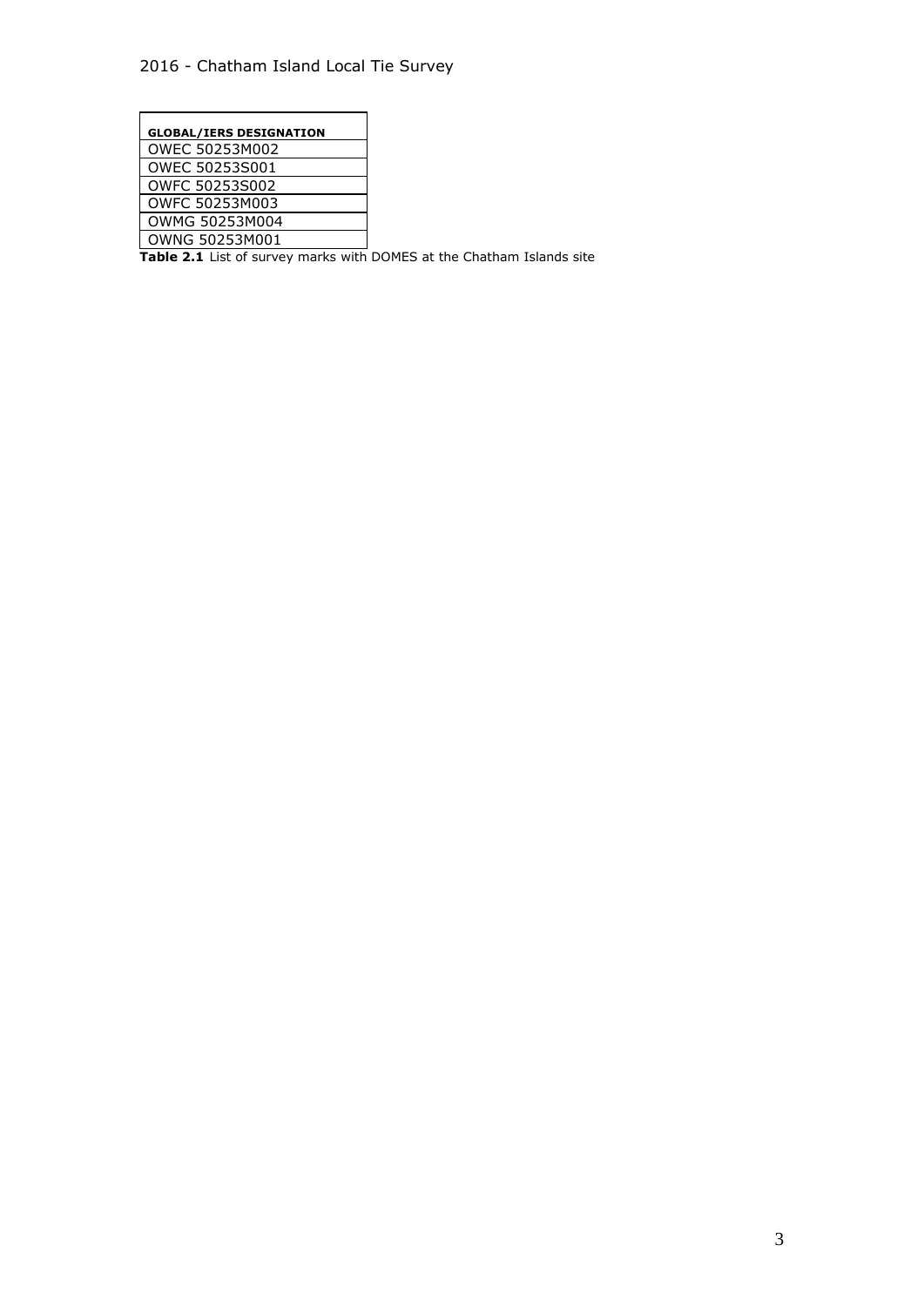| GLOBAL/IERS DESIGNATION |
|---|
| OWEC 50253M002 |
| OWEC 50253S001 |
| OWFC 50253S002 |
| OWFC 50253M003 |
| OWMG 50253M004 |
| OWNG 50253M001 |

**Table 2.1** List of survey marks with DOMES at the Chatham Islands site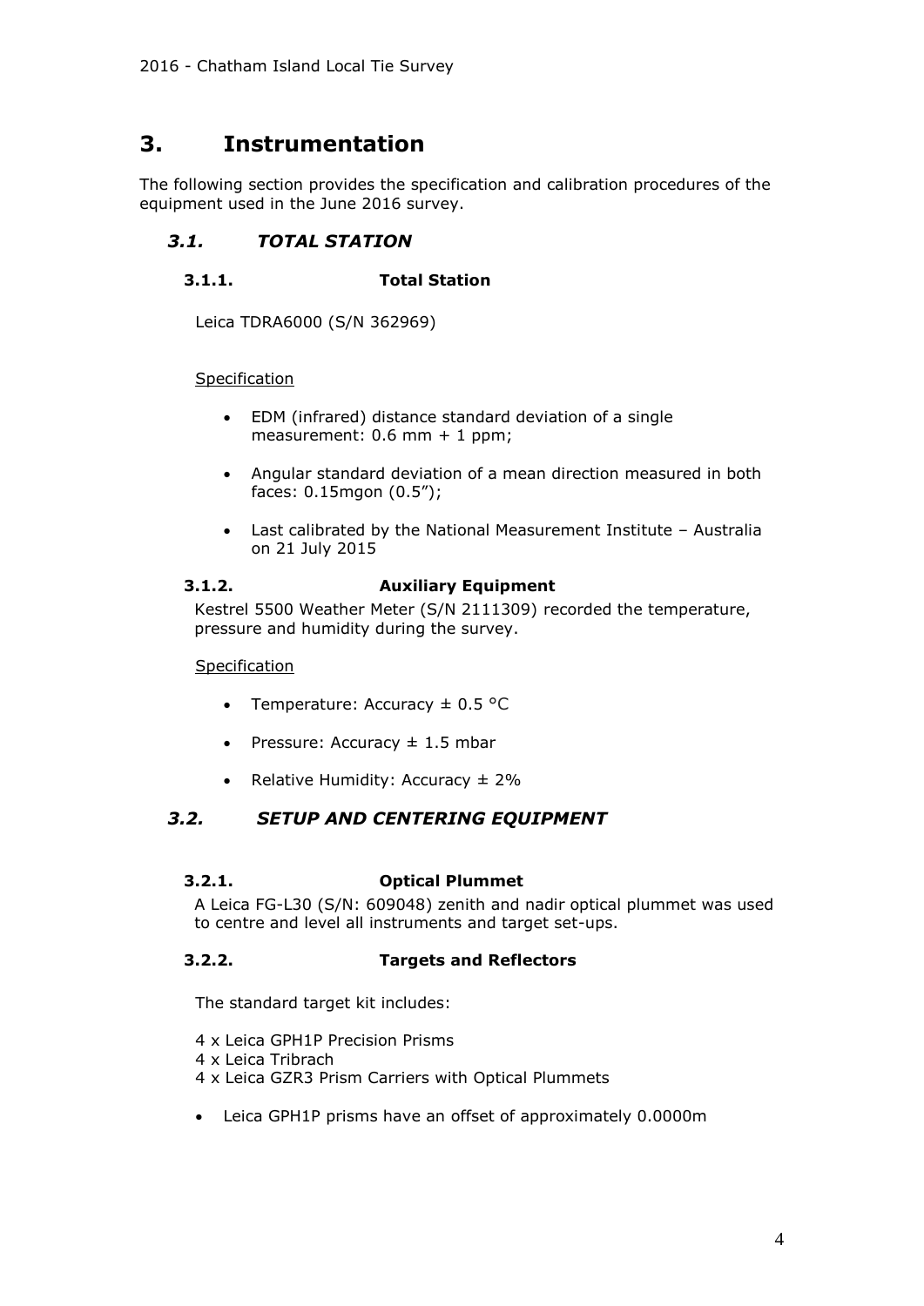# 3. Instrumentation

The following section provides the specification and calibration procedures of the equipment used in the June 2016 survey.

## *3.1. TOTAL STATION*

### 3.1.1. Total Station

Leica TDRA6000 (S/N 362969)

<u>Specification</u>

- EDM (infrared) distance standard deviation of a single measurement: 0.6 mm + 1 ppm;
- Angular standard deviation of a mean direction measured in both faces: 0.15mgon (0.5");
- Last calibrated by the National Measurement Institute – Australia on 21 July 2015

### 3.1.2. Auxiliary Equipment

Kestrel 5500 Weather Meter (S/N 2111309) recorded the temperature, pressure and humidity during the survey.

<u>Specification</u>

- Temperature: Accuracy ± 0.5 °C
- Pressure: Accuracy ± 1.5 mbar
- Relative Humidity: Accuracy ± 2%

## *3.2. SETUP AND CENTERING EQUIPMENT*

### 3.2.1. Optical Plummet

A Leica FG-L30 (S/N: 609048) zenith and nadir optical plummet was used to centre and level all instruments and target set-ups.

### 3.2.2. Targets and Reflectors

The standard target kit includes:

4 x Leica GPH1P Precision Prisms
4 x Leica Tribrach
4 x Leica GZR3 Prism Carriers with Optical Plummets

- Leica GPH1P prisms have an offset of approximately 0.0000m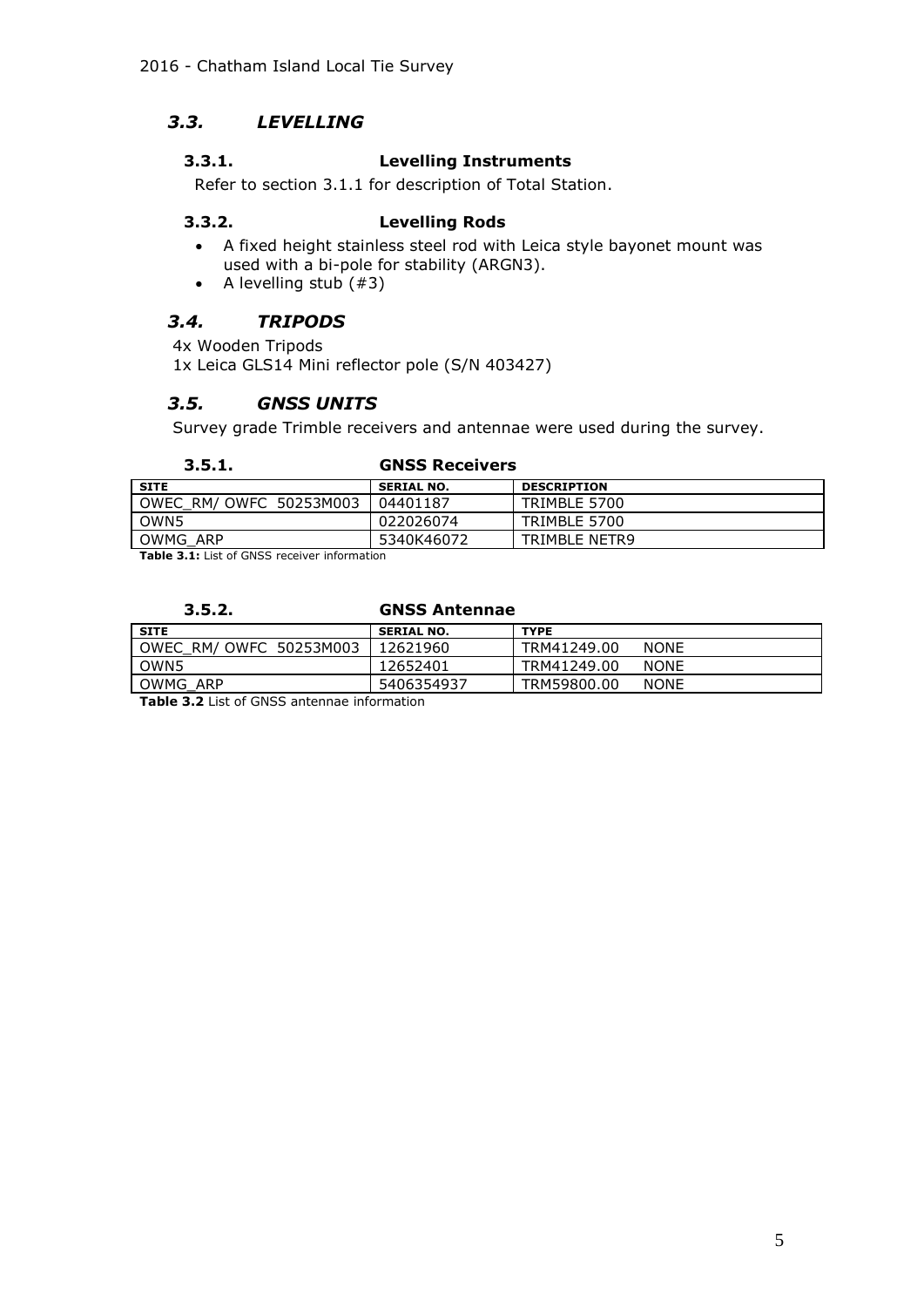## *3.3. LEVELLING*

### 3.3.1. Levelling Instruments

Refer to section 3.1.1 for description of Total Station.

### 3.3.2. Levelling Rods

- A fixed height stainless steel rod with Leica style bayonet mount was used with a bi-pole for stability (ARGN3).
- A levelling stub (#3)

## *3.4. TRIPODS*

4x Wooden Tripods
1x Leica GLS14 Mini reflector pole (S/N 403427)

## *3.5. GNSS UNITS*

Survey grade Trimble receivers and antennae were used during the survey.

### 3.5.1. GNSS Receivers

| SITE | SERIAL NO. | DESCRIPTION |
|---|---|---|
| OWEC_RM/ OWFC 50253M003 | 04401187 | TRIMBLE 5700 |
| OWN5 | 022026074 | TRIMBLE 5700 |
| OWMG_ARP | 5340K46072 | TRIMBLE NETR9 |

**Table 3.1:** List of GNSS receiver information

### 3.5.2. GNSS Antennae

| SITE | SERIAL NO. | TYPE |
|---|---|---|
| OWEC_RM/ OWFC 50253M003 | 12621960 | TRM41249.00 NONE |
| OWN5 | 12652401 | TRM41249.00 NONE |
| OWMG_ARP | 5406354937 | TRM59800.00 NONE |

**Table 3.2** List of GNSS antennae information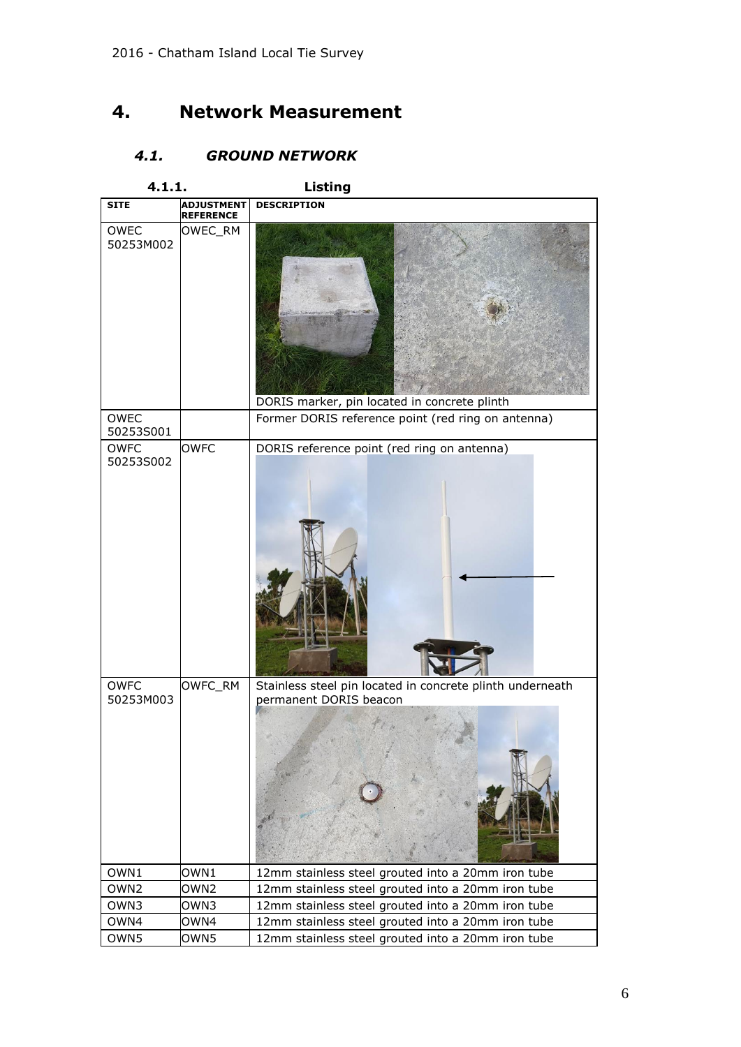# 4. Network Measurement

## 4.1. GROUND NETWORK

### 4.1.1. Listing

| SITE | ADJUSTMENT REFERENCE | DESCRIPTION |
| --- | --- | --- |
| OWEC 50253M002 | OWEC_RM | DORIS marker, pin located in concrete plinth |
| OWEC 50253S001 | | Former DORIS reference point (red ring on antenna) |
| OWFC 50253S002 | OWFC | DORIS reference point (red ring on antenna) |
| OWFC 50253M003 | OWFC_RM | Stainless steel pin located in concrete plinth underneath permanent DORIS beacon |
| OWN1 | OWN1 | 12mm stainless steel grouted into a 20mm iron tube |
| OWN2 | OWN2 | 12mm stainless steel grouted into a 20mm iron tube |
| OWN3 | OWN3 | 12mm stainless steel grouted into a 20mm iron tube |
| OWN4 | OWN4 | 12mm stainless steel grouted into a 20mm iron tube |
| OWN5 | OWN5 | 12mm stainless steel grouted into a 20mm iron tube |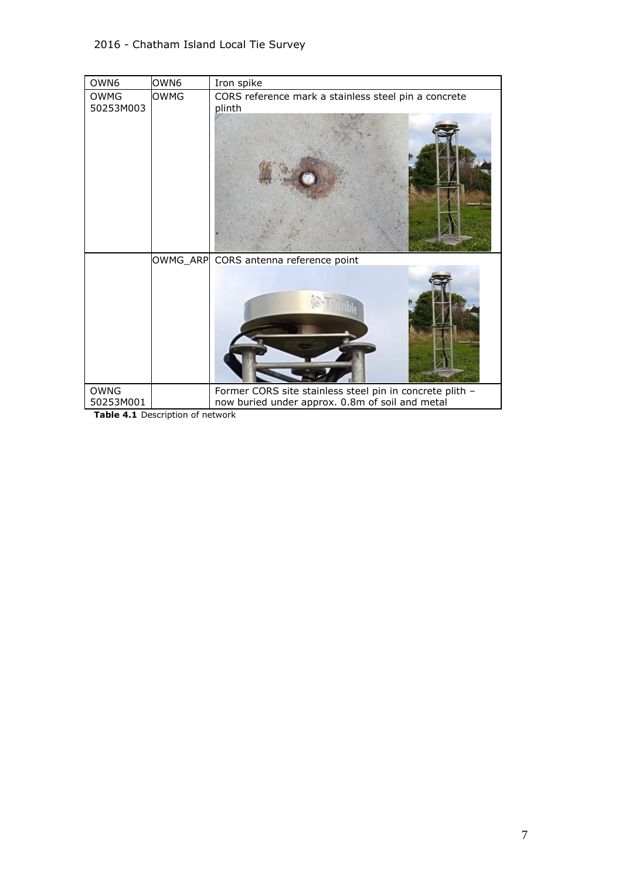| | | |
|---|---|---|
| OWN6 | OWN6 | Iron spike |
| OWMG 50253M003 | OWMG | CORS reference mark a stainless steel pin a concrete plinth |
| | OWMG_ARP | CORS antenna reference point |
| OWNG 50253M001 | | Former CORS site stainless steel pin in concrete plith – now buried under approx. 0.8m of soil and metal |

**Table 4.1** Description of network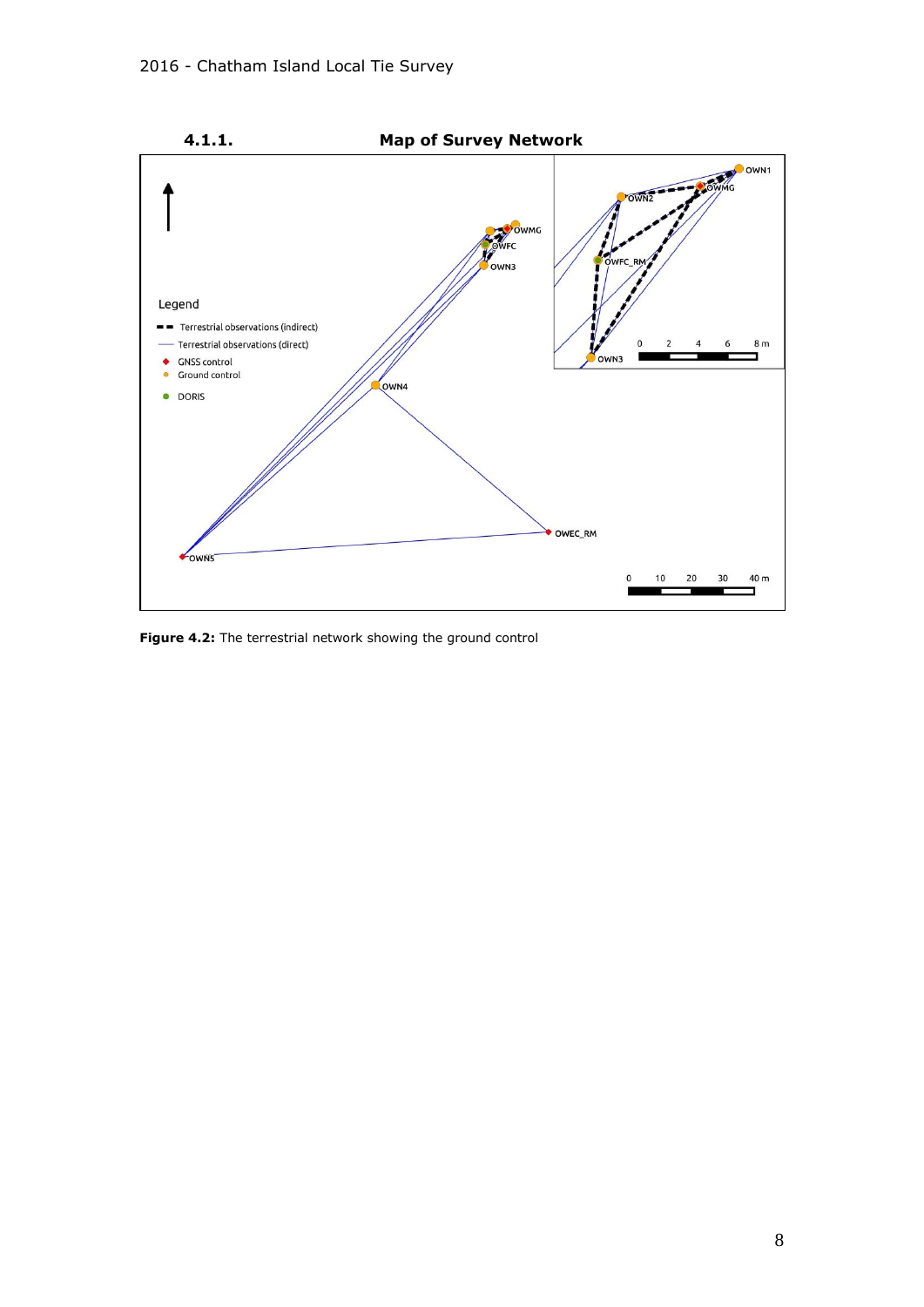### 4.1.1. Map of Survey Network

Figure 4.2: The terrestrial network showing the ground control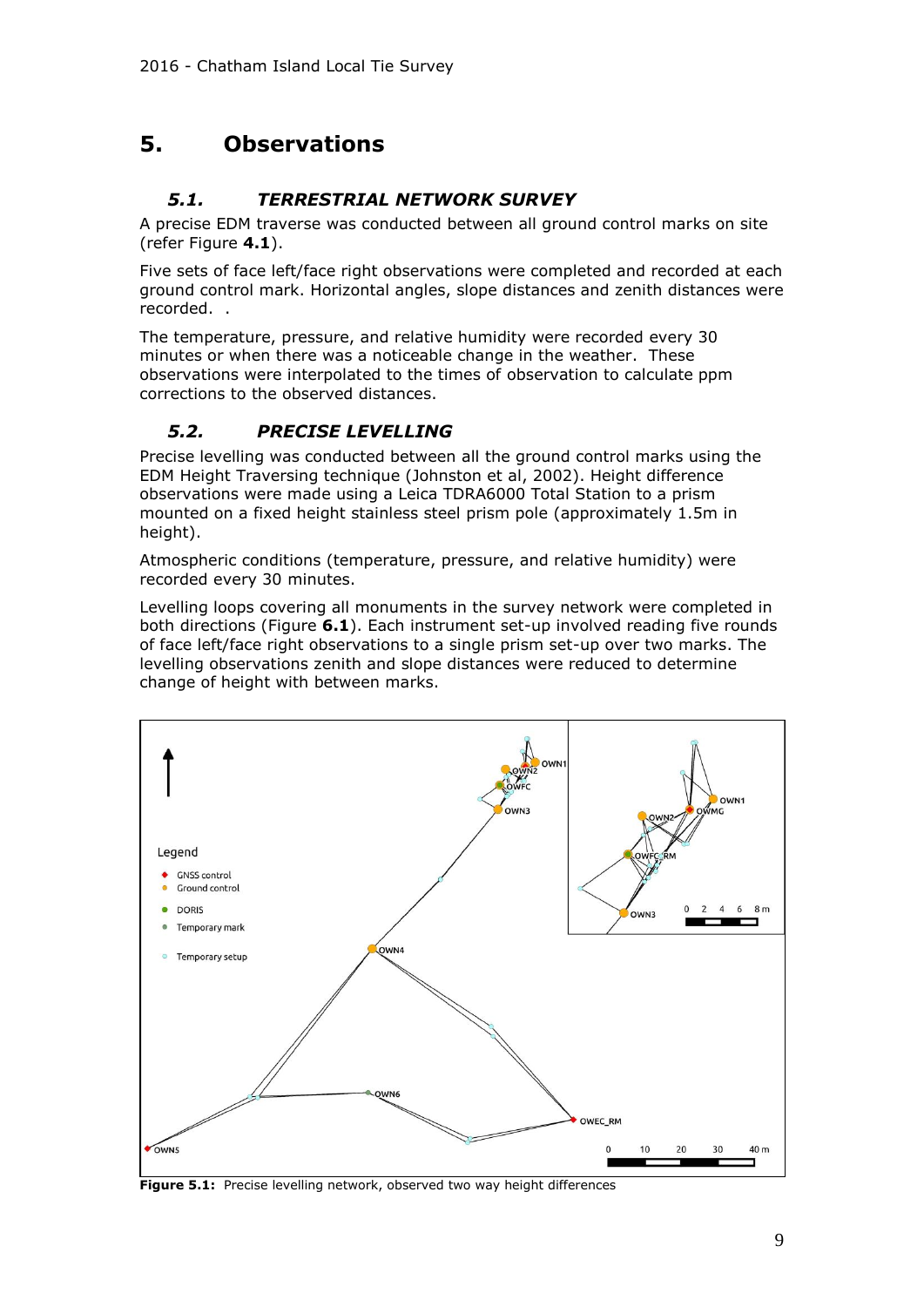# 5. Observations

## 5.1. *TERRESTRIAL NETWORK SURVEY*

A precise EDM traverse was conducted between all ground control marks on site (refer Figure **4.1**).

Five sets of face left/face right observations were completed and recorded at each ground control mark. Horizontal angles, slope distances and zenith distances were recorded. .

The temperature, pressure, and relative humidity were recorded every 30 minutes or when there was a noticeable change in the weather. These observations were interpolated to the times of observation to calculate ppm corrections to the observed distances.

## 5.2. *PRECISE LEVELLING*

Precise levelling was conducted between all the ground control marks using the EDM Height Traversing technique (Johnston et al, 2002). Height difference observations were made using a Leica TDRA6000 Total Station to a prism mounted on a fixed height stainless steel prism pole (approximately 1.5m in height).

Atmospheric conditions (temperature, pressure, and relative humidity) were recorded every 30 minutes.

Levelling loops covering all monuments in the survey network were completed in both directions (Figure **6.1**). Each instrument set-up involved reading five rounds of face left/face right observations to a single prism set-up over two marks. The levelling observations zenith and slope distances were reduced to determine change of height with between marks.

**Figure 5.1:** Precise levelling network, observed two way height differences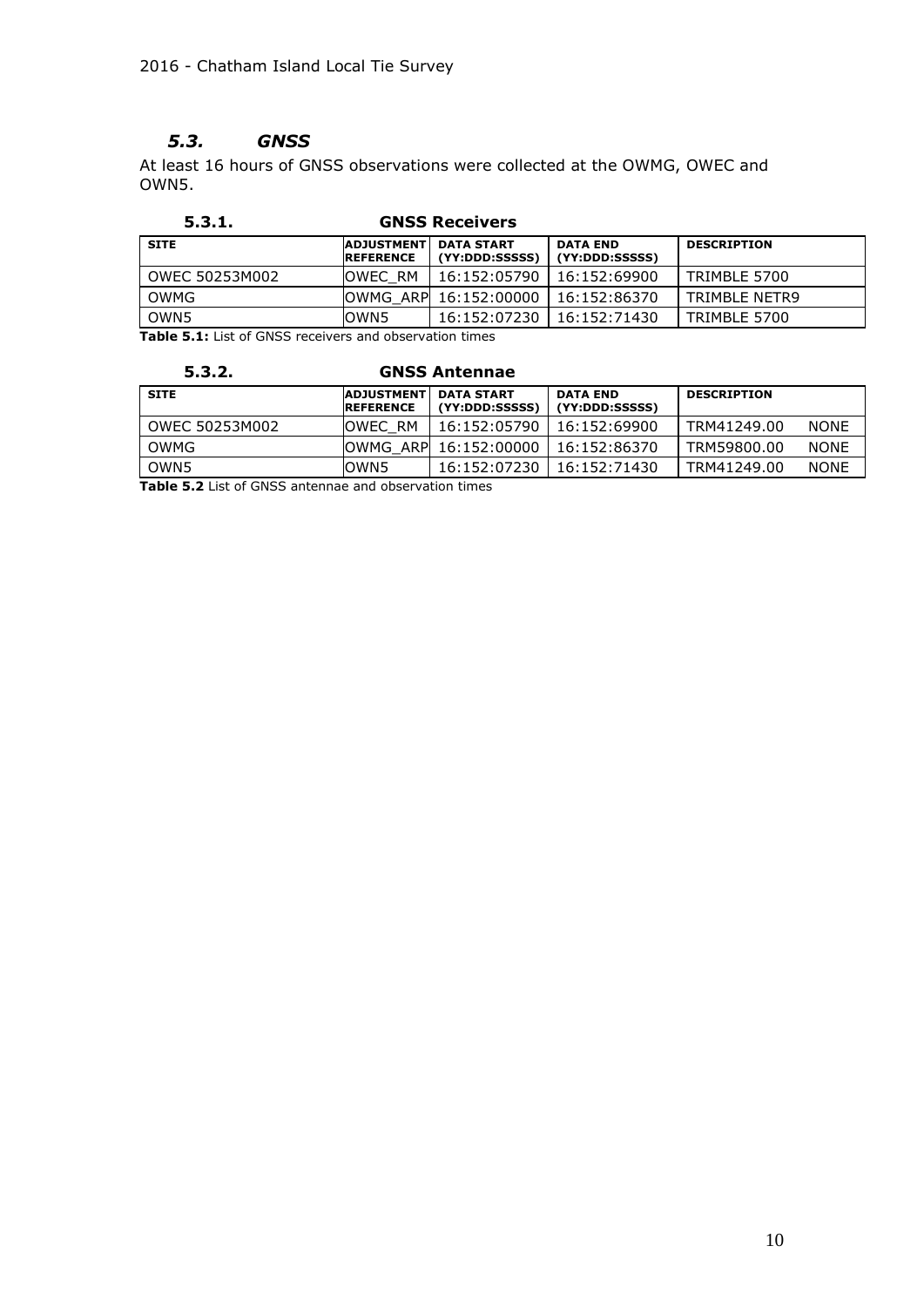## *5.3. GNSS*

At least 16 hours of GNSS observations were collected at the OWMG, OWEC and OWN5.

### 5.3.1. GNSS Receivers

| SITE | ADJUSTMENT REFERENCE | DATA START (YY:DDD:SSSSS) | DATA END (YY:DDD:SSSSS) | DESCRIPTION |
|---|---|---|---|---|
| OWEC 50253M002 | OWEC_RM | 16:152:05790 | 16:152:69900 | TRIMBLE 5700 |
| OWMG | OWMG_ARP | 16:152:00000 | 16:152:86370 | TRIMBLE NETR9 |
| OWN5 | OWN5 | 16:152:07230 | 16:152:71430 | TRIMBLE 5700 |

**Table 5.1:** List of GNSS receivers and observation times

### 5.3.2. GNSS Antennae

| SITE | ADJUSTMENT REFERENCE | DATA START (YY:DDD:SSSSS) | DATA END (YY:DDD:SSSSS) | DESCRIPTION |
|---|---|---|---|---|
| OWEC 50253M002 | OWEC_RM | 16:152:05790 | 16:152:69900 | TRM41249.00 NONE |
| OWMG | OWMG_ARP | 16:152:00000 | 16:152:86370 | TRM59800.00 NONE |
| OWN5 | OWN5 | 16:152:07230 | 16:152:71430 | TRM41249.00 NONE |

**Table 5.2** List of GNSS antennae and observation times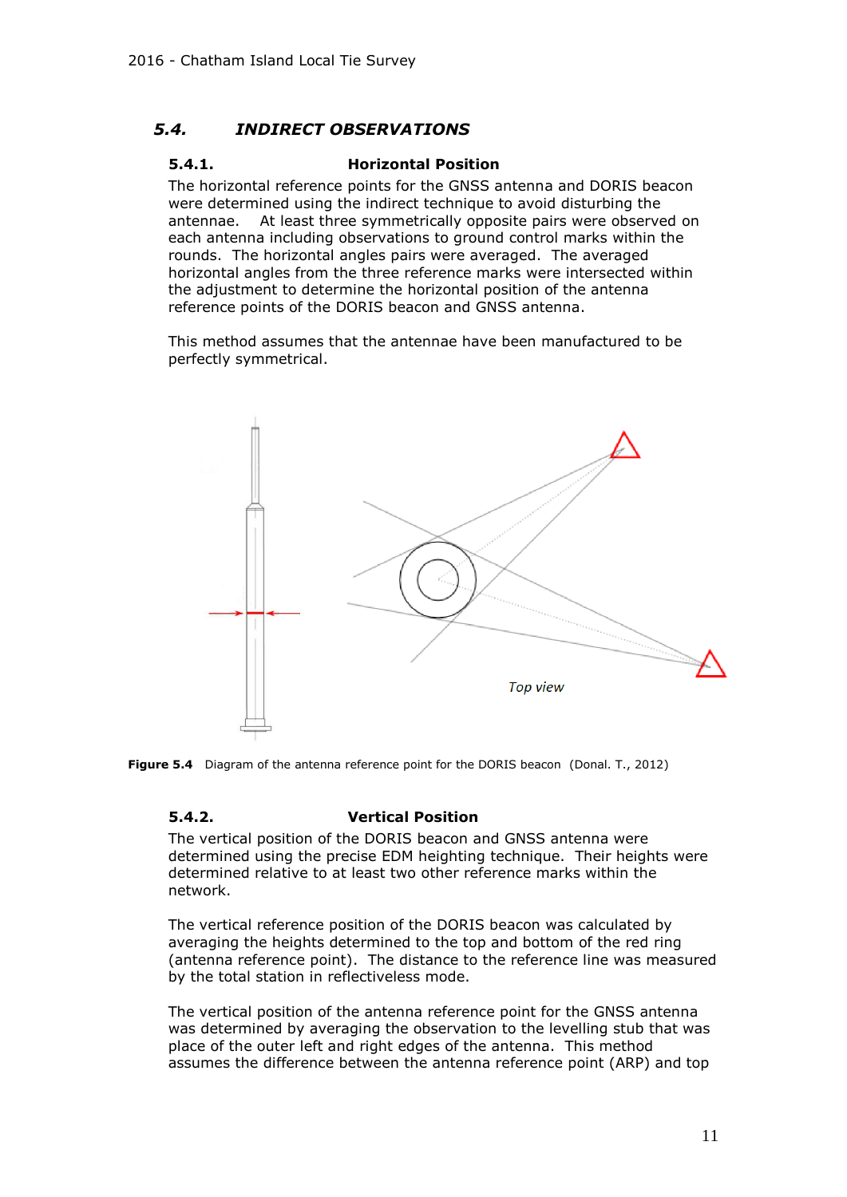## 5.4. *INDIRECT OBSERVATIONS*

### 5.4.1. Horizontal Position

The horizontal reference points for the GNSS antenna and DORIS beacon were determined using the indirect technique to avoid disturbing the antennae. At least three symmetrically opposite pairs were observed on each antenna including observations to ground control marks within the rounds. The horizontal angles pairs were averaged. The averaged horizontal angles from the three reference marks were intersected within the adjustment to determine the horizontal position of the antenna reference points of the DORIS beacon and GNSS antenna.

This method assumes that the antennae have been manufactured to be perfectly symmetrical.

*Top view*

**Figure 5.4** Diagram of the antenna reference point for the DORIS beacon (Donal. T., 2012)

### 5.4.2. Vertical Position

The vertical position of the DORIS beacon and GNSS antenna were determined using the precise EDM heighting technique. Their heights were determined relative to at least two other reference marks within the network.

The vertical reference position of the DORIS beacon was calculated by averaging the heights determined to the top and bottom of the red ring (antenna reference point). The distance to the reference line was measured by the total station in reflectiveless mode.

The vertical position of the antenna reference point for the GNSS antenna was determined by averaging the observation to the levelling stub that was place of the outer left and right edges of the antenna. This method assumes the difference between the antenna reference point (ARP) and top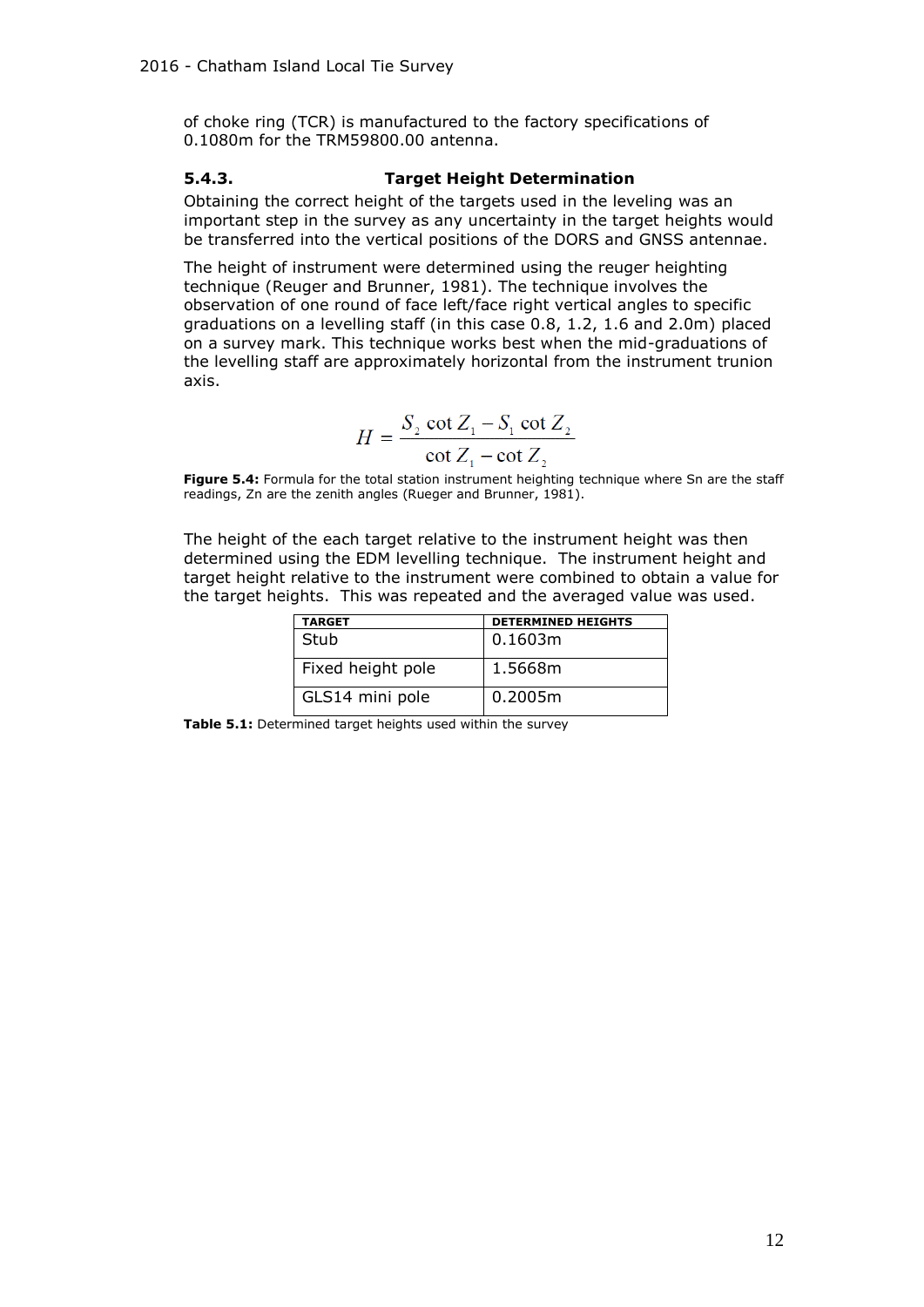of choke ring (TCR) is manufactured to the factory specifications of 0.1080m for the TRM59800.00 antenna.

### 5.4.3. Target Height Determination

Obtaining the correct height of the targets used in the leveling was an important step in the survey as any uncertainty in the target heights would be transferred into the vertical positions of the DORS and GNSS antennae.

The height of instrument were determined using the reuger heighting technique (Reuger and Brunner, 1981). The technique involves the observation of one round of face left/face right vertical angles to specific graduations on a levelling staff (in this case 0.8, 1.2, 1.6 and 2.0m) placed on a survey mark. This technique works best when the mid-graduations of the levelling staff are approximately horizontal from the instrument trunion axis.

$$H = \frac{S_2 \cot Z_1 - S_1 \cot Z_2}{\cot Z_1 - \cot Z_2}$$

**Figure 5.4:** Formula for the total station instrument heighting technique where Sn are the staff readings, Zn are the zenith angles (Rueger and Brunner, 1981).

The height of the each target relative to the instrument height was then determined using the EDM levelling technique. The instrument height and target height relative to the instrument were combined to obtain a value for the target heights. This was repeated and the averaged value was used.

| TARGET | DETERMINED HEIGHTS |
|---|---|
| Stub | 0.1603m |
| Fixed height pole | 1.5668m |
| GLS14 mini pole | 0.2005m |

**Table 5.1:** Determined target heights used within the survey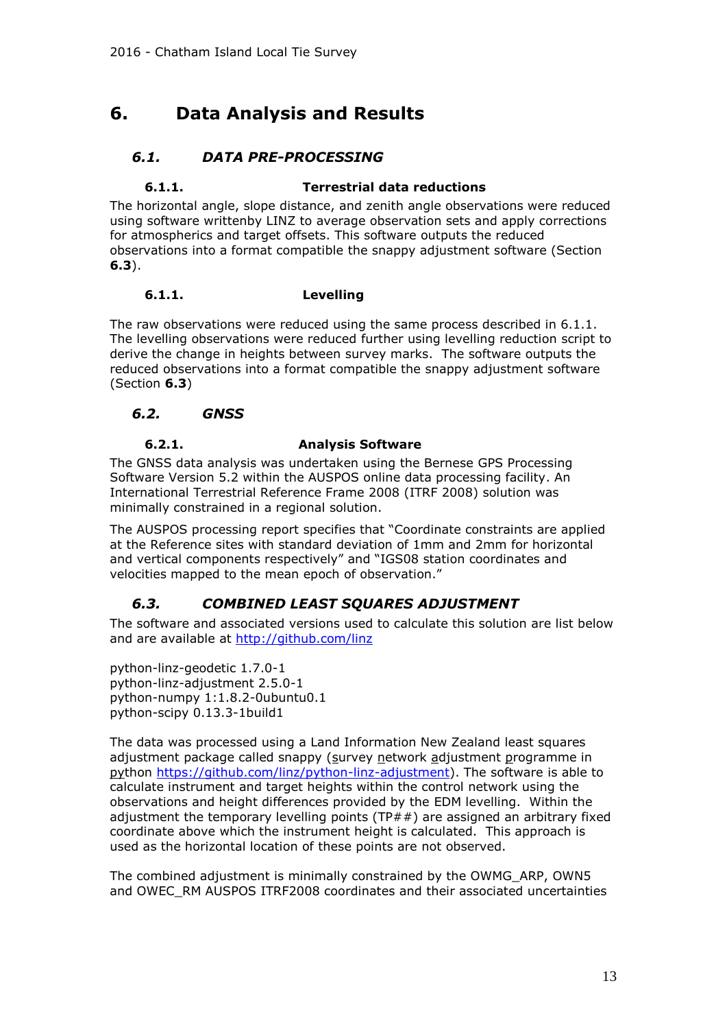// # 6. Data Analysis and Results

## 6.1. DATA PRE-PROCESSING

### 6.1.1. Terrestrial data reductions

The horizontal angle, slope distance, and zenith angle observations were reduced using software writtenby LINZ to average observation sets and apply corrections for atmospherics and target offsets. This software outputs the reduced observations into a format compatible the snappy adjustment software (Section **6.3**).

### 6.1.1. Levelling

The raw observations were reduced using the same process described in 6.1.1. The levelling observations were reduced further using levelling reduction script to derive the change in heights between survey marks. The software outputs the reduced observations into a format compatible the snappy adjustment software (Section **6.3**)

## 6.2. GNSS

### 6.2.1. Analysis Software

The GNSS data analysis was undertaken using the Bernese GPS Processing Software Version 5.2 within the AUSPOS online data processing facility. An International Terrestrial Reference Frame 2008 (ITRF 2008) solution was minimally constrained in a regional solution.

The AUSPOS processing report specifies that "Coordinate constraints are applied at the Reference sites with standard deviation of 1mm and 2mm for horizontal and vertical components respectively" and "IGS08 station coordinates and velocities mapped to the mean epoch of observation."

## 6.3. COMBINED LEAST SQUARES ADJUSTMENT

The software and associated versions used to calculate this solution are list below and are available at http://github.com/linz

python-linz-geodetic 1.7.0-1
python-linz-adjustment 2.5.0-1
python-numpy 1:1.8.2-0ubuntu0.1
python-scipy 0.13.3-1build1

The data was processed using a Land Information New Zealand least squares adjustment package called snappy (survey network adjustment programme in python https://github.com/linz/python-linz-adjustment). The software is able to calculate instrument and target heights within the control network using the observations and height differences provided by the EDM levelling. Within the adjustment the temporary levelling points (TP##) are assigned an arbitrary fixed coordinate above which the instrument height is calculated. This approach is used as the horizontal location of these points are not observed.

The combined adjustment is minimally constrained by the OWMG_ARP, OWN5 and OWEC_RM AUSPOS ITRF2008 coordinates and their associated uncertainties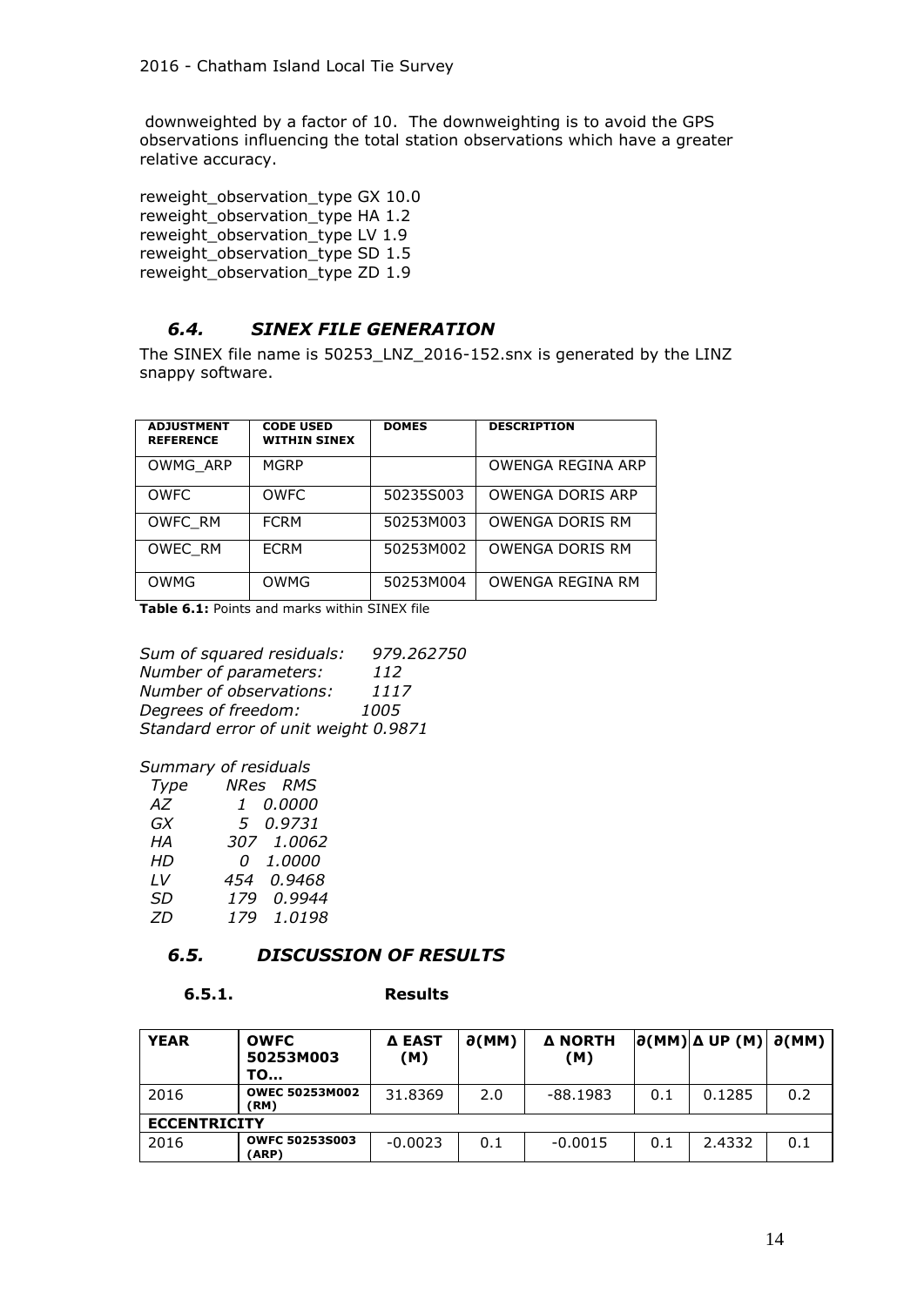downweighted by a factor of 10. The downweighting is to avoid the GPS observations influencing the total station observations which have a greater relative accuracy.

reweight_observation_type GX 10.0
reweight_observation_type HA 1.2
reweight_observation_type LV 1.9
reweight_observation_type SD 1.5
reweight_observation_type ZD 1.9

### *6.4. SINEX FILE GENERATION*

The SINEX file name is 50253_LNZ_2016-152.snx is generated by the LINZ snappy software.

| ADJUSTMENT REFERENCE | CODE USED WITHIN SINEX | DOMES | DESCRIPTION |
|---|---|---|---|
| OWMG_ARP | MGRP | | OWENGA REGINA ARP |
| OWFC | OWFC | 50235S003 | OWENGA DORIS ARP |
| OWFC_RM | FCRM | 50253M003 | OWENGA DORIS RM |
| OWEC_RM | ECRM | 50253M002 | OWENGA DORIS RM |
| OWMG | OWMG | 50253M004 | OWENGA REGINA RM |

**Table 6.1:** Points and marks within SINEX file

*Sum of squared residuals: 979.262750*
*Number of parameters: 112*
*Number of observations: 1117*
*Degrees of freedom: 1005*
*Standard error of unit weight 0.9871*

*Summary of residuals*

| *Type* | *NRes* | *RMS* |
|---|---|---|
| *AZ* | *1* | *0.0000* |
| *GX* | *5* | *0.9731* |
| *HA* | *307* | *1.0062* |
| *HD* | *0* | *1.0000* |
| *LV* | *454* | *0.9468* |
| *SD* | *179* | *0.9944* |
| *ZD* | *179* | *1.0198* |

### *6.5. DISCUSSION OF RESULTS*

#### 6.5.1. Results

| YEAR | OWFC 50253M003 TO… | Δ EAST (M) | ∂(MM) | Δ NORTH (M) | ∂(MM) | Δ UP (M) | ∂(MM) |
|---|---|---|---|---|---|---|---|
| 2016 | OWEC 50253M002 (RM) | 31.8369 | 2.0 | -88.1983 | 0.1 | 0.1285 | 0.2 |
| ECCENTRICITY | | | | | | | |
| 2016 | OWFC 50253S003 (ARP) | -0.0023 | 0.1 | -0.0015 | 0.1 | 2.4332 | 0.1 |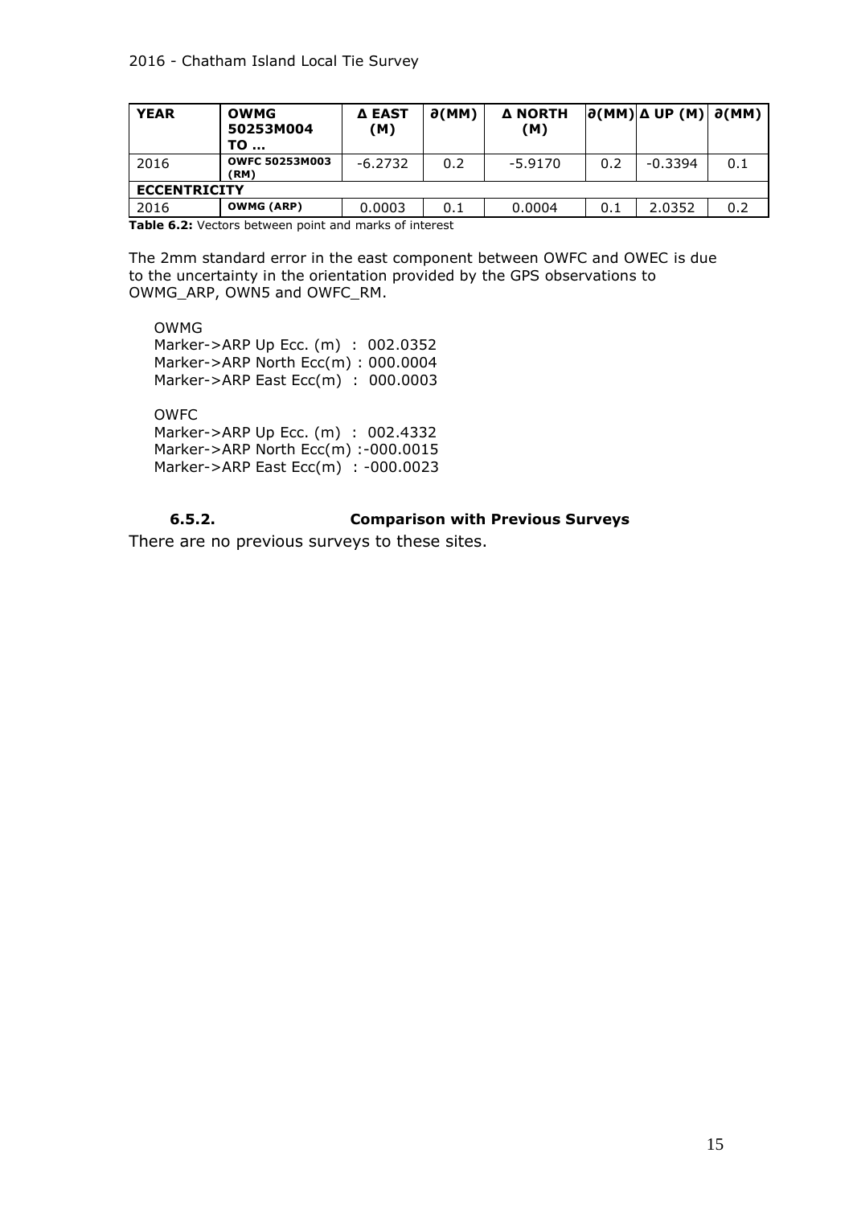| YEAR | OWMG 50253M004 TO … | Δ EAST (M) | ∂(MM) | Δ NORTH (M) | ∂(MM) | Δ UP (M) | ∂(MM) |
|---|---|---|---|---|---|---|---|
| 2016 | OWFC 50253M003 (RM) | -6.2732 | 0.2 | -5.9170 | 0.2 | -0.3394 | 0.1 |
| **ECCENTRICITY** | | | | | | | |
| 2016 | OWMG (ARP) | 0.0003 | 0.1 | 0.0004 | 0.1 | 2.0352 | 0.2 |

**Table 6.2:** Vectors between point and marks of interest

The 2mm standard error in the east component between OWFC and OWEC is due to the uncertainty in the orientation provided by the GPS observations to OWMG_ARP, OWN5 and OWFC_RM.

```
OWMG
Marker->ARP Up Ecc. (m)  :  002.0352
Marker->ARP North Ecc(m) : 000.0004
Marker->ARP East Ecc(m)  :  000.0003

OWFC
Marker->ARP Up Ecc. (m)  :  002.4332
Marker->ARP North Ecc(m) :-000.0015
Marker->ARP East Ecc(m)  : -000.0023
```

### 6.5.2. Comparison with Previous Surveys

There are no previous surveys to these sites.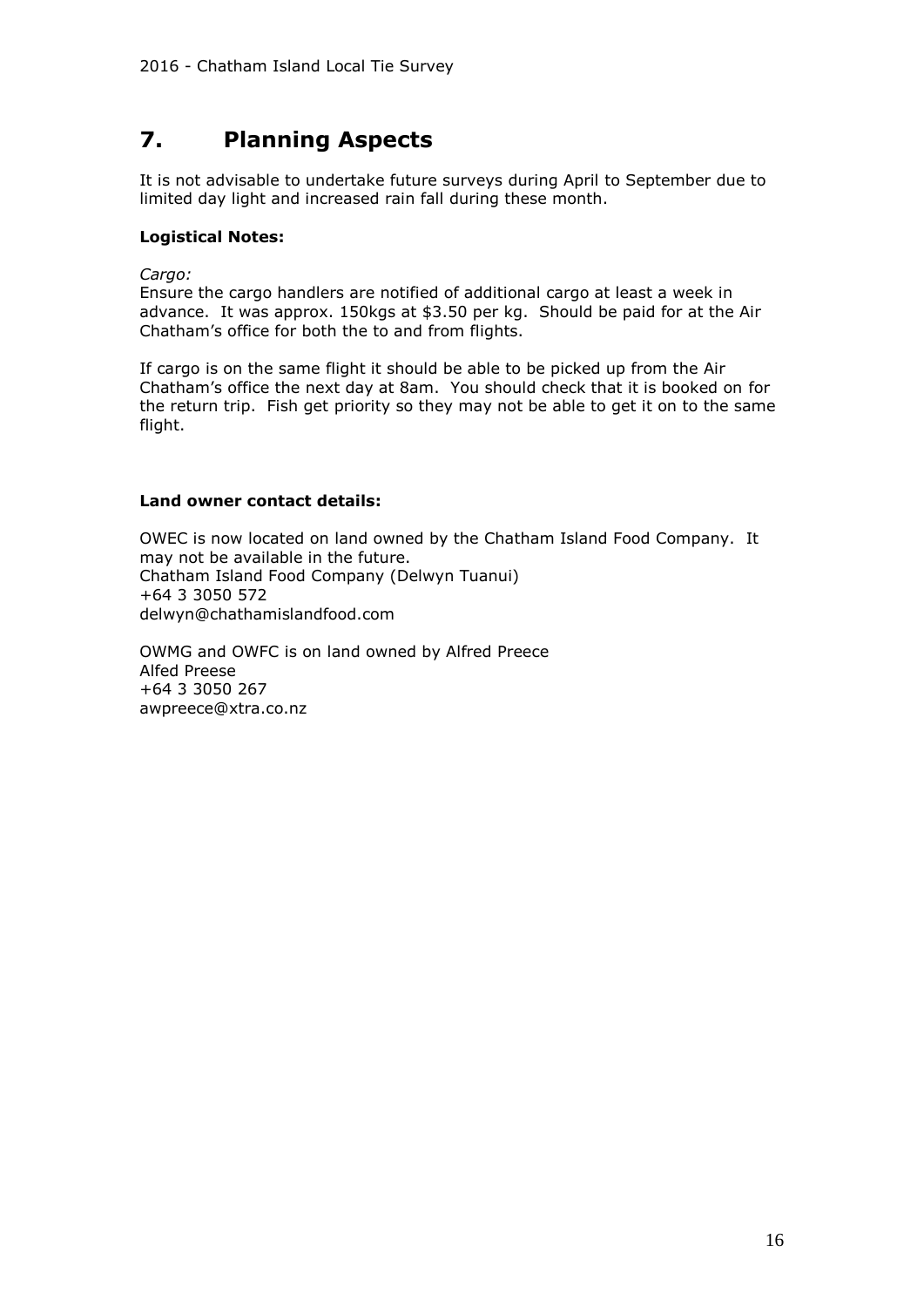# 7. Planning Aspects

It is not advisable to undertake future surveys during April to September due to limited day light and increased rain fall during these month.

**Logistical Notes:**

*Cargo:*
Ensure the cargo handlers are notified of additional cargo at least a week in advance. It was approx. 150kgs at $3.50 per kg. Should be paid for at the Air Chatham's office for both the to and from flights.

If cargo is on the same flight it should be able to be picked up from the Air Chatham's office the next day at 8am. You should check that it is booked on for the return trip. Fish get priority so they may not be able to get it on to the same flight.

**Land owner contact details:**

OWEC is now located on land owned by the Chatham Island Food Company. It may not be available in the future.
Chatham Island Food Company (Delwyn Tuanui)
+64 3 3050 572
delwyn@chathamislandfood.com

OWMG and OWFC is on land owned by Alfred Preece
Alfed Preese
+64 3 3050 267
awpreece@xtra.co.nz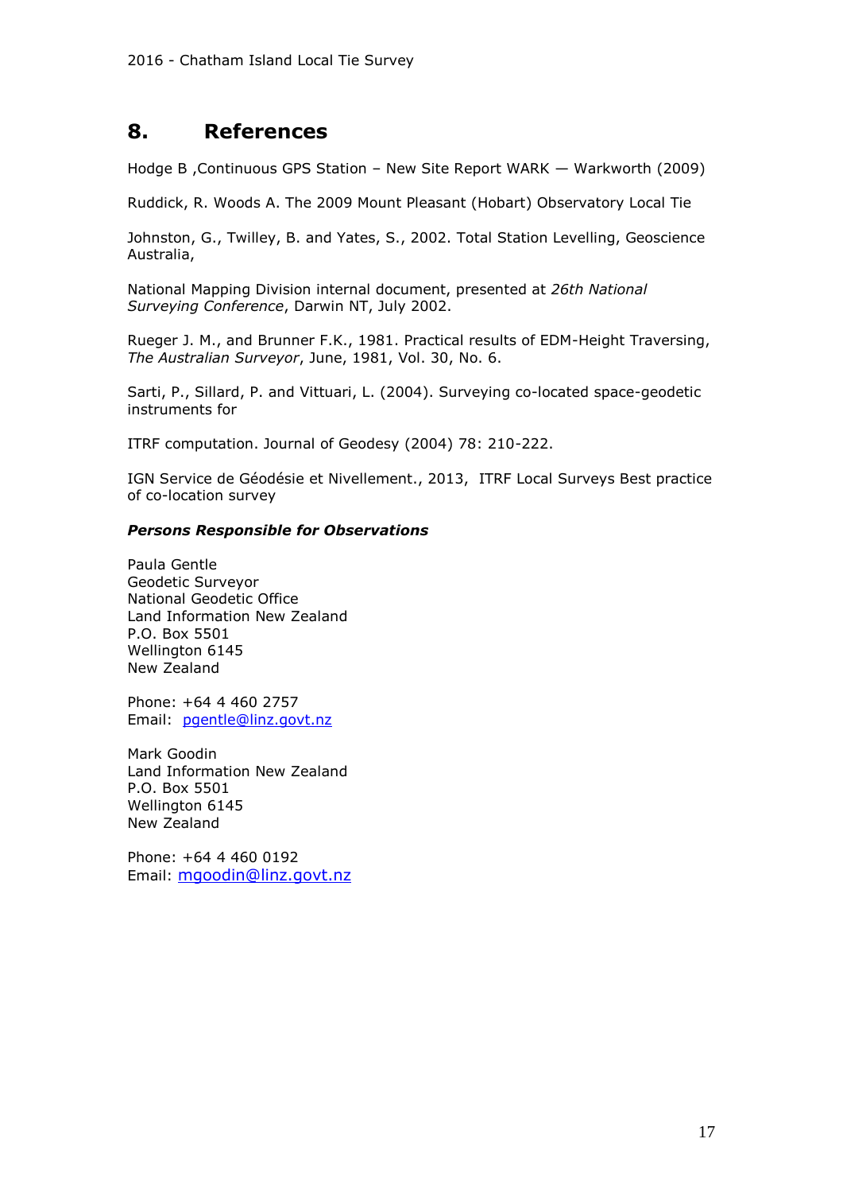## 8. References

Hodge B ,Continuous GPS Station – New Site Report WARK — Warkworth (2009)

Ruddick, R. Woods A. The 2009 Mount Pleasant (Hobart) Observatory Local Tie

Johnston, G., Twilley, B. and Yates, S., 2002. Total Station Levelling, Geoscience Australia,

National Mapping Division internal document, presented at *26th National Surveying Conference*, Darwin NT, July 2002.

Rueger J. M., and Brunner F.K., 1981. Practical results of EDM-Height Traversing, *The Australian Surveyor*, June, 1981, Vol. 30, No. 6.

Sarti, P., Sillard, P. and Vittuari, L. (2004). Surveying co-located space-geodetic instruments for

ITRF computation. Journal of Geodesy (2004) 78: 210-222.

IGN Service de Géodésie et Nivellement., 2013, ITRF Local Surveys Best practice of co-location survey

***Persons Responsible for Observations***

Paula Gentle
Geodetic Surveyor
National Geodetic Office
Land Information New Zealand
P.O. Box 5501
Wellington 6145
New Zealand

Phone: +64 4 460 2757
Email: pgentle@linz.govt.nz

Mark Goodin
Land Information New Zealand
P.O. Box 5501
Wellington 6145
New Zealand

Phone: +64 4 460 0192
Email: mgoodin@linz.govt.nz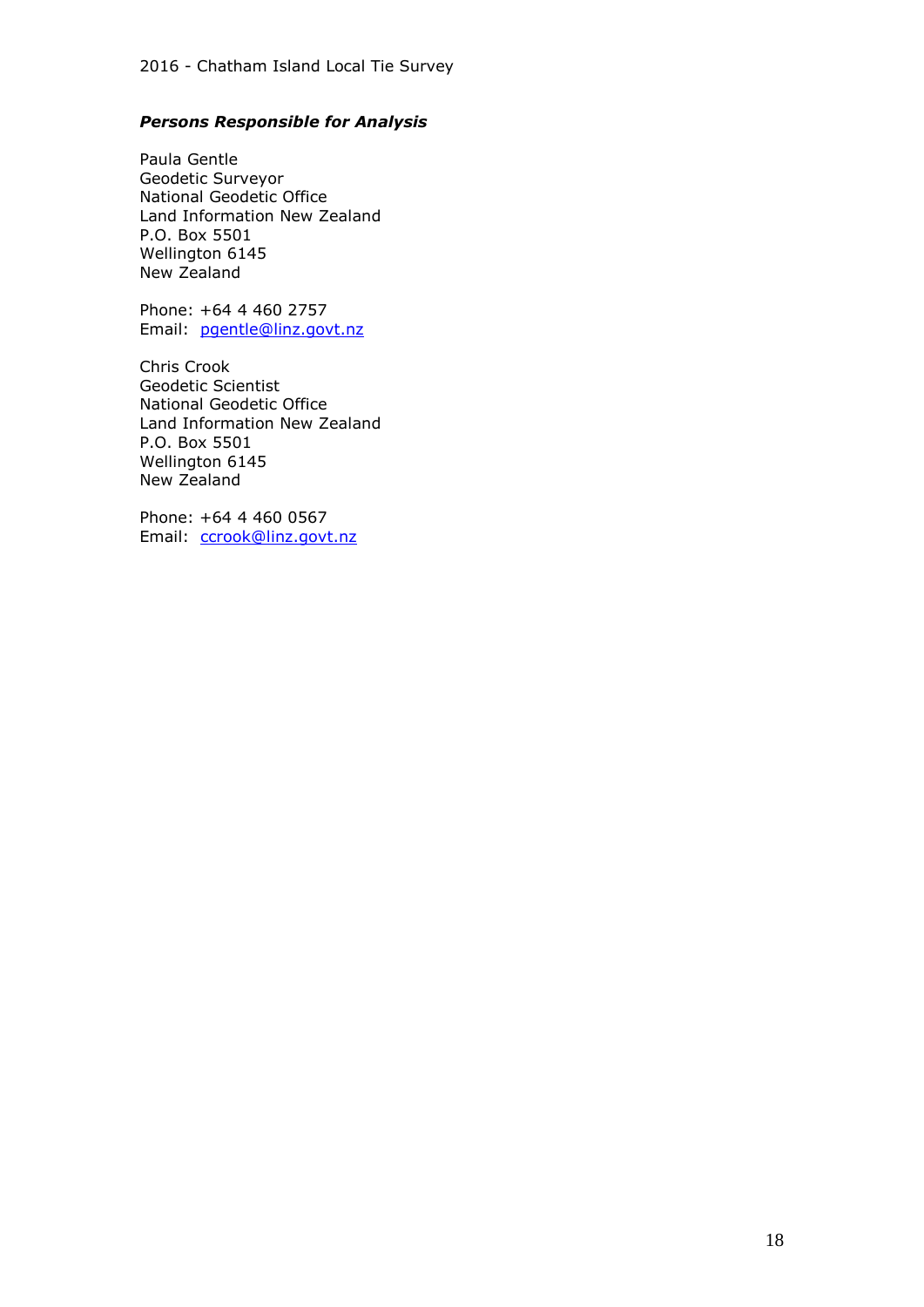### *Persons Responsible for Analysis*

Paula Gentle
Geodetic Surveyor
National Geodetic Office
Land Information New Zealand
P.O. Box 5501
Wellington 6145
New Zealand

Phone: +64 4 460 2757
Email: pgentle@linz.govt.nz

Chris Crook
Geodetic Scientist
National Geodetic Office
Land Information New Zealand
P.O. Box 5501
Wellington 6145
New Zealand

Phone: +64 4 460 0567
Email: ccrook@linz.govt.nz